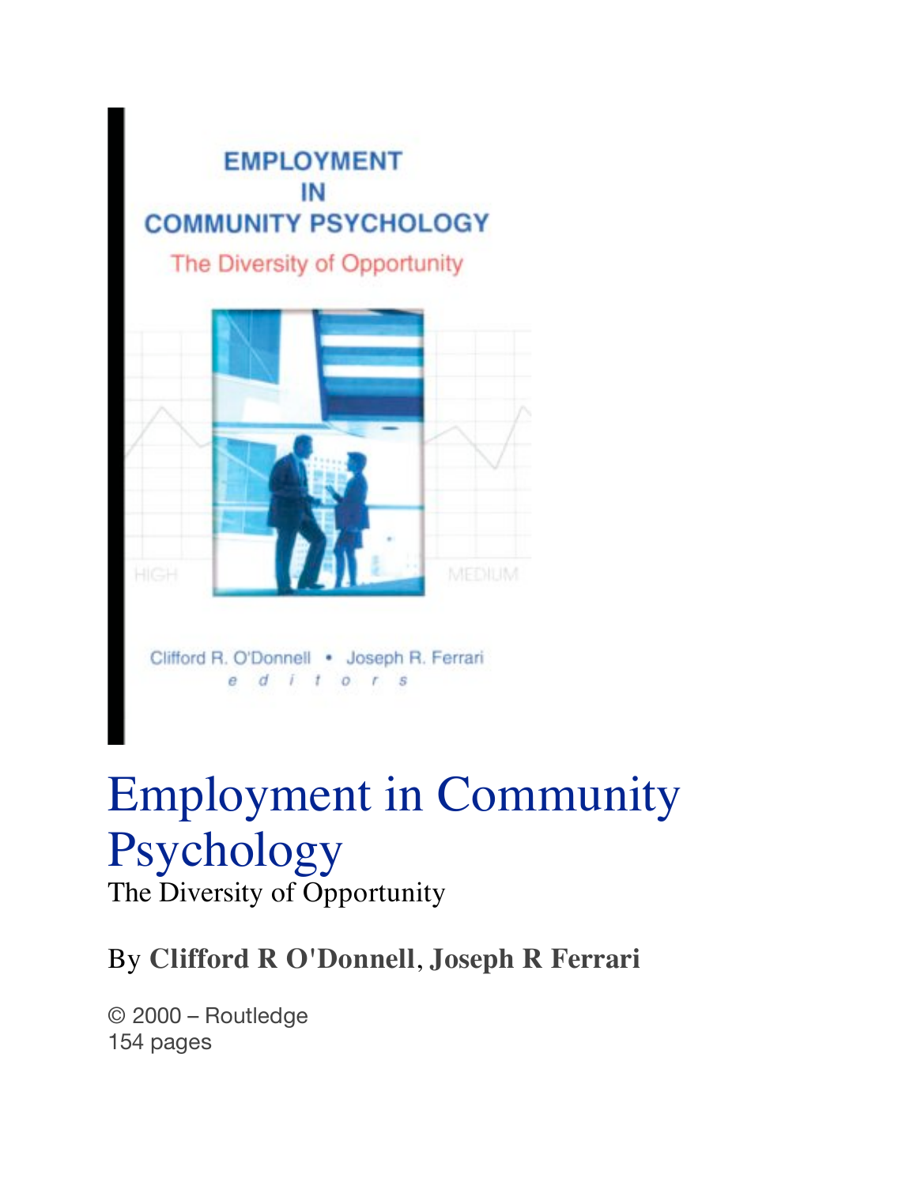# Employment in Community Psychology

The Diversity of Opportunity

## By **Clifford R O'Donnell**, **Joseph R Ferrari**

© 2000 – Routledge
154 pages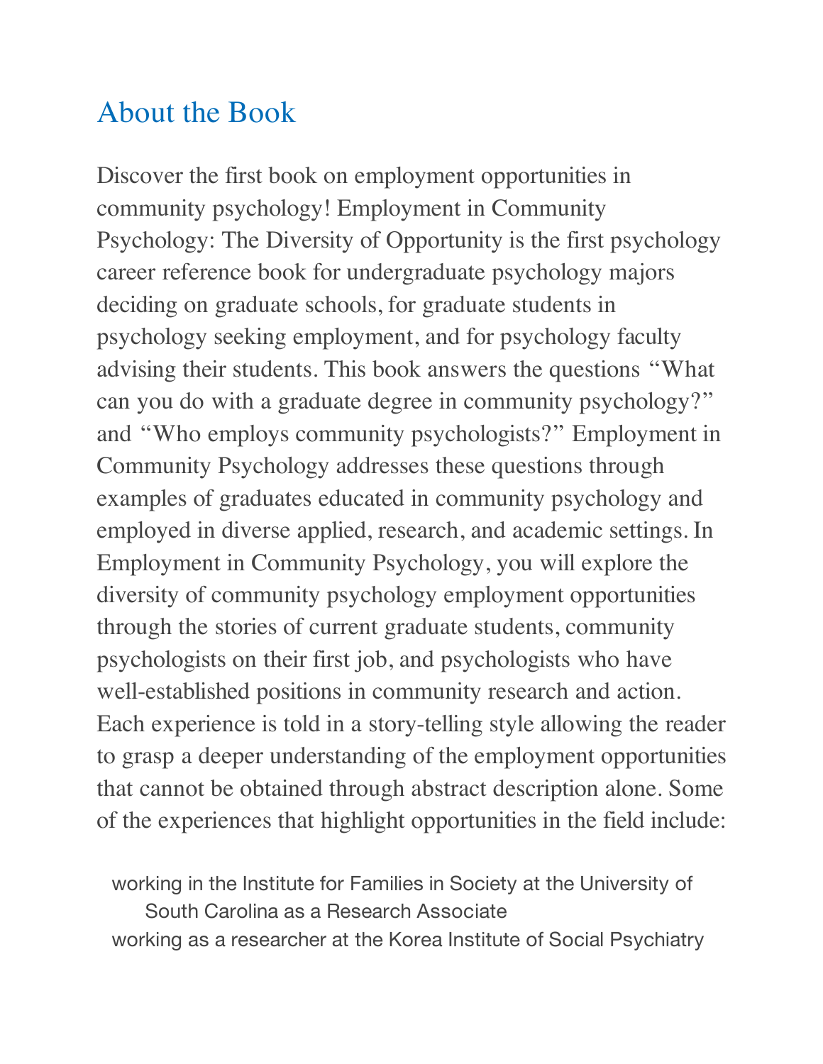## About the Book

Discover the first book on employment opportunities in community psychology! Employment in Community Psychology: The Diversity of Opportunity is the first psychology career reference book for undergraduate psychology majors deciding on graduate schools, for graduate students in psychology seeking employment, and for psychology faculty advising their students. This book answers the questions "What can you do with a graduate degree in community psychology?" and "Who employs community psychologists?" Employment in Community Psychology addresses these questions through examples of graduates educated in community psychology and employed in diverse applied, research, and academic settings. In Employment in Community Psychology, you will explore the diversity of community psychology employment opportunities through the stories of current graduate students, community psychologists on their first job, and psychologists who have well-established positions in community research and action. Each experience is told in a story-telling style allowing the reader to grasp a deeper understanding of the employment opportunities that cannot be obtained through abstract description alone. Some of the experiences that highlight opportunities in the field include:

- working in the Institute for Families in Society at the University of South Carolina as a Research Associate
- working as a researcher at the Korea Institute of Social Psychiatry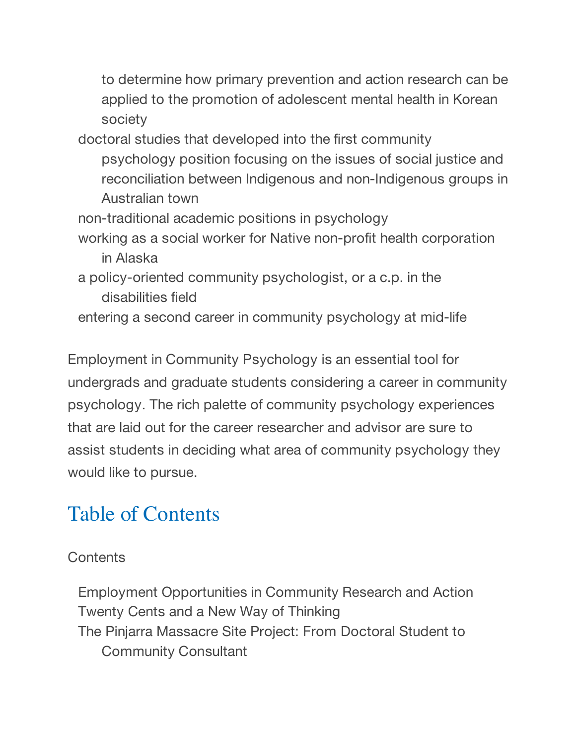to determine how primary prevention and action research can be applied to the promotion of adolescent mental health in Korean society
- doctoral studies that developed into the first community psychology position focusing on the issues of social justice and reconciliation between Indigenous and non-Indigenous groups in Australian town
- non-traditional academic positions in psychology
- working as a social worker for Native non-profit health corporation in Alaska
- a policy-oriented community psychologist, or a c.p. in the disabilities field
- entering a second career in community psychology at mid-life

Employment in Community Psychology is an essential tool for undergrads and graduate students considering a career in community psychology. The rich palette of community psychology experiences that are laid out for the career researcher and advisor are sure to assist students in deciding what area of community psychology they would like to pursue.

## Table of Contents

Contents

- Employment Opportunities in Community Research and Action
- Twenty Cents and a New Way of Thinking
- The Pinjarra Massacre Site Project: From Doctoral Student to Community Consultant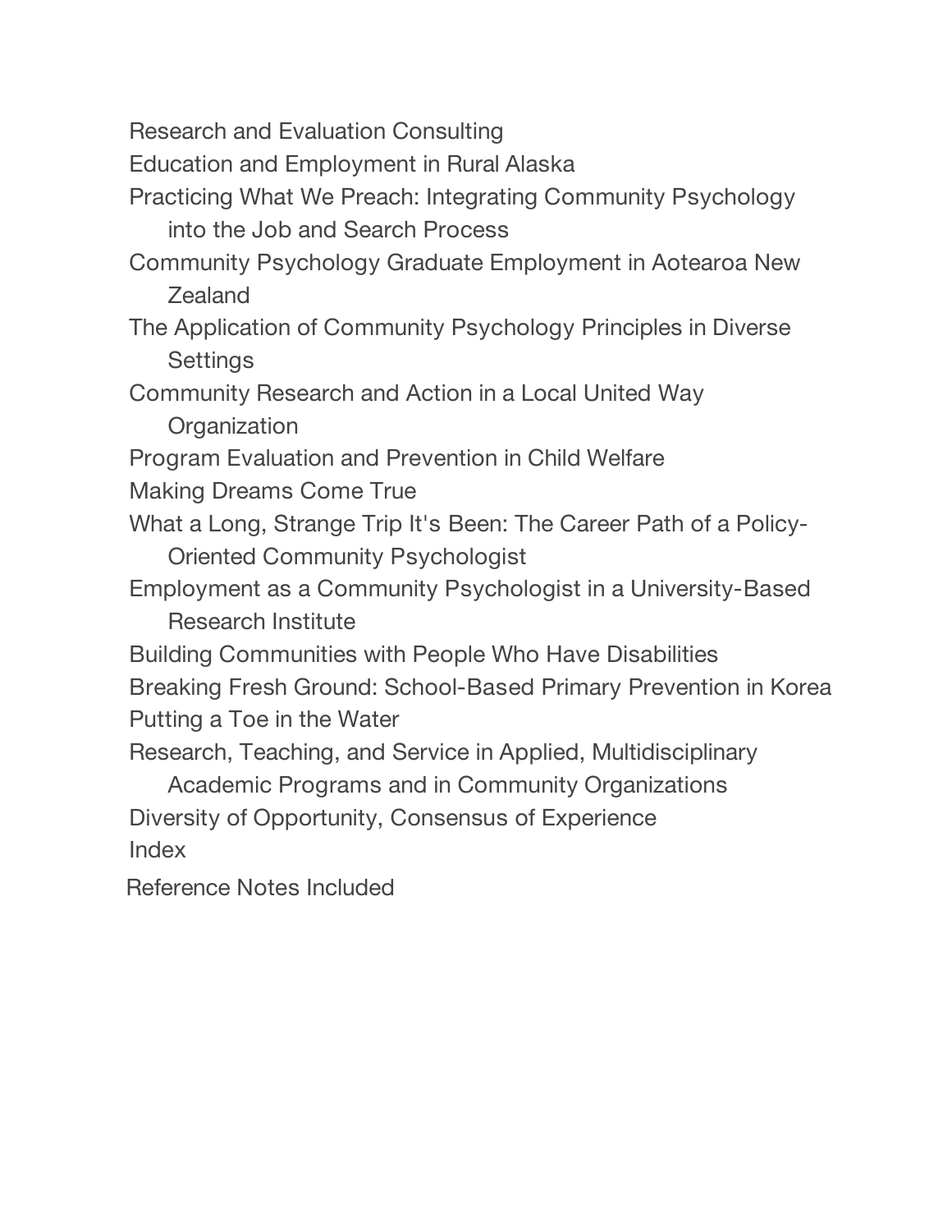Research and Evaluation Consulting

Education and Employment in Rural Alaska

Practicing What We Preach: Integrating Community Psychology into the Job and Search Process

Community Psychology Graduate Employment in Aotearoa New Zealand

The Application of Community Psychology Principles in Diverse Settings

Community Research and Action in a Local United Way Organization

Program Evaluation and Prevention in Child Welfare

Making Dreams Come True

What a Long, Strange Trip It's Been: The Career Path of a Policy-Oriented Community Psychologist

Employment as a Community Psychologist in a University-Based Research Institute

Building Communities with People Who Have Disabilities

Breaking Fresh Ground: School-Based Primary Prevention in Korea

Putting a Toe in the Water

Research, Teaching, and Service in Applied, Multidisciplinary Academic Programs and in Community Organizations

Diversity of Opportunity, Consensus of Experience

Index

Reference Notes Included